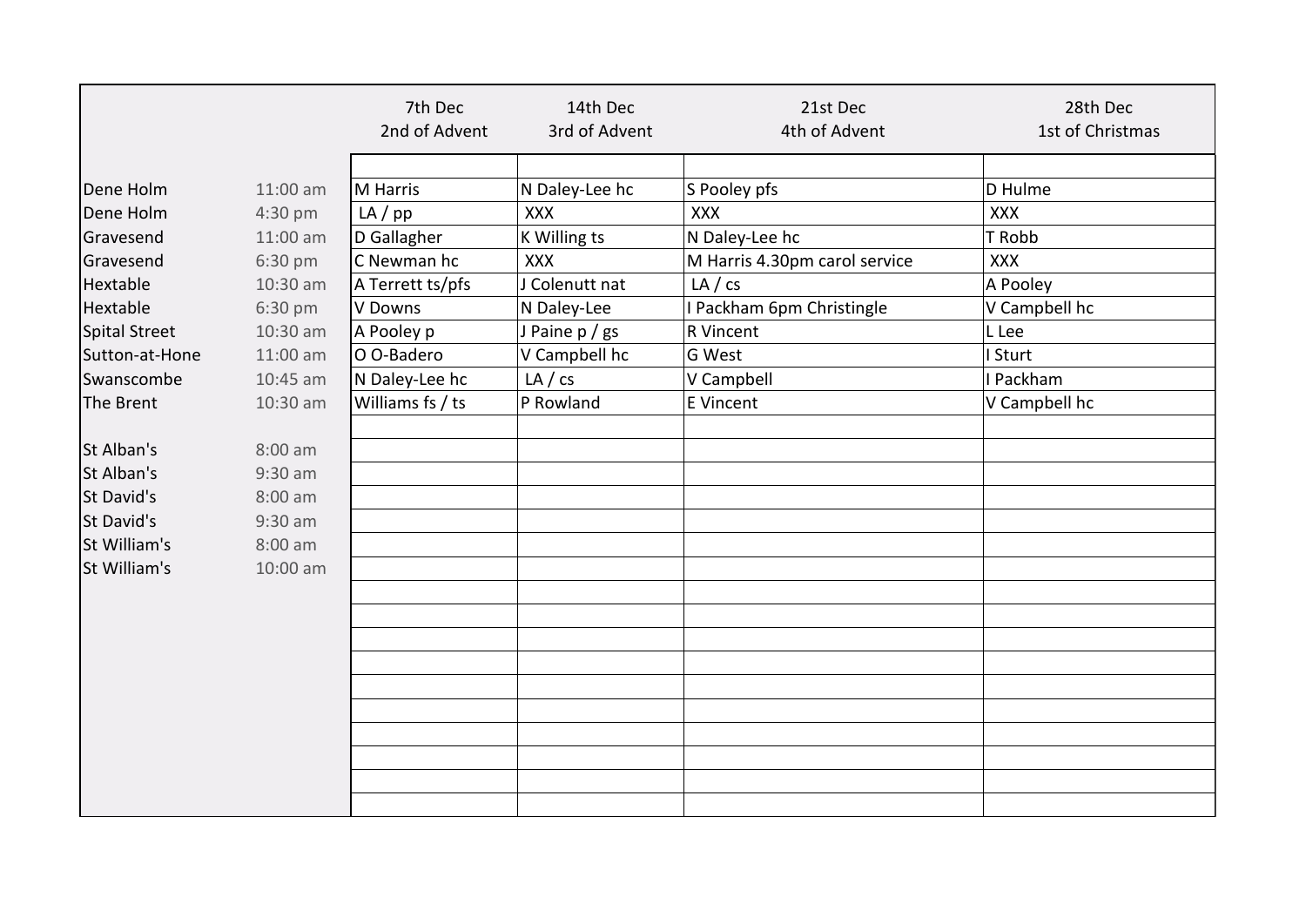| | | 7th Dec<br>2nd of Advent | 14th Dec<br>3rd of Advent | 21st Dec<br>4th of Advent | 28th Dec<br>1st of Christmas |
|---|---|---|---|---|---|
| Dene Holm | 11:00 am | M Harris | N Daley-Lee hc | S Pooley pfs | D Hulme |
| Dene Holm | 4:30 pm | LA / pp | XXX | XXX | XXX |
| Gravesend | 11:00 am | D Gallagher | K Willing ts | N Daley-Lee hc | T Robb |
| Gravesend | 6:30 pm | C Newman hc | XXX | M Harris 4.30pm carol service | XXX |
| Hextable | 10:30 am | A Terrett ts/pfs | J Colenutt nat | LA / cs | A Pooley |
| Hextable | 6:30 pm | V Downs | N Daley-Lee | I Packham 6pm Christingle | V Campbell hc |
| Spital Street | 10:30 am | A Pooley p | J Paine p / gs | R Vincent | L Lee |
| Sutton-at-Hone | 11:00 am | O O-Badero | V Campbell hc | G West | I Sturt |
| Swanscombe | 10:45 am | N Daley-Lee hc | LA / cs | V Campbell | I Packham |
| The Brent | 10:30 am | Williams fs / ts | P Rowland | E Vincent | V Campbell hc |
| St Alban's | 8:00 am | | | | |
| St Alban's | 9:30 am | | | | |
| St David's | 8:00 am | | | | |
| St David's | 9:30 am | | | | |
| St William's | 8:00 am | | | | |
| St William's | 10:00 am | | | | |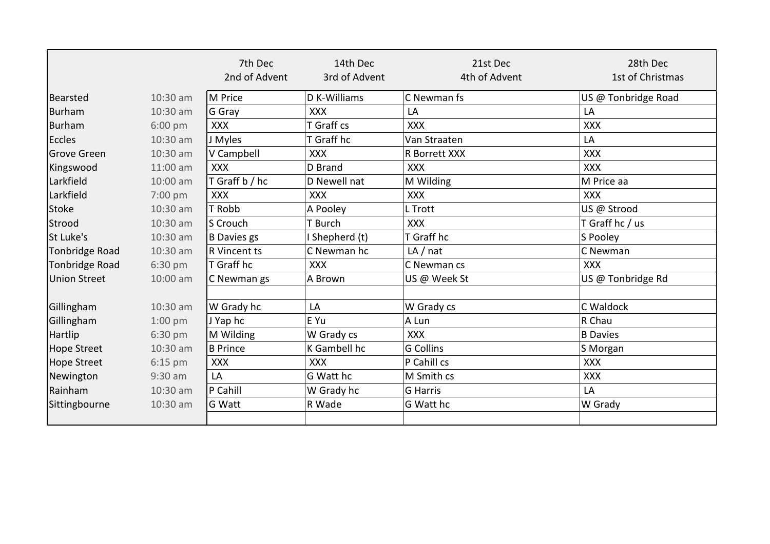| | | 7th Dec<br>2nd of Advent | 14th Dec<br>3rd of Advent | 21st Dec<br>4th of Advent | 28th Dec<br>1st of Christmas |
|---|---|---|---|---|---|
| Bearsted | 10:30 am | M Price | D K-Williams | C Newman fs | US @ Tonbridge Road |
| Burham | 10:30 am | G Gray | XXX | LA | LA |
| Burham | 6:00 pm | XXX | T Graff cs | XXX | XXX |
| Eccles | 10:30 am | J Myles | T Graff hc | Van Straaten | LA |
| Grove Green | 10:30 am | V Campbell | XXX | R Borrett XXX | XXX |
| Kingswood | 11:00 am | XXX | D Brand | XXX | XXX |
| Larkfield | 10:00 am | T Graff b / hc | D Newell nat | M Wilding | M Price aa |
| Larkfield | 7:00 pm | XXX | XXX | XXX | XXX |
| Stoke | 10:30 am | T Robb | A Pooley | L Trott | US @ Strood |
| Strood | 10:30 am | S Crouch | T Burch | XXX | T Graff hc / us |
| St Luke's | 10:30 am | B Davies gs | I Shepherd (t) | T Graff hc | S Pooley |
| Tonbridge Road | 10:30 am | R Vincent ts | C Newman hc | LA / nat | C Newman |
| Tonbridge Road | 6:30 pm | T Graff hc | XXX | C Newman cs | XXX |
| Union Street | 10:00 am | C Newman gs | A Brown | US @ Week St | US @ Tonbridge Rd |
| | | | | | |
| Gillingham | 10:30 am | W Grady hc | LA | W Grady cs | C Waldock |
| Gillingham | 1:00 pm | J Yap hc | E Yu | A Lun | R Chau |
| Hartlip | 6:30 pm | M Wilding | W Grady cs | XXX | B Davies |
| Hope Street | 10:30 am | B Prince | K Gambell hc | G Collins | S Morgan |
| Hope Street | 6:15 pm | XXX | XXX | P Cahill cs | XXX |
| Newington | 9:30 am | LA | G Watt hc | M Smith cs | XXX |
| Rainham | 10:30 am | P Cahill | W Grady hc | G Harris | LA |
| Sittingbourne | 10:30 am | G Watt | R Wade | G Watt hc | W Grady |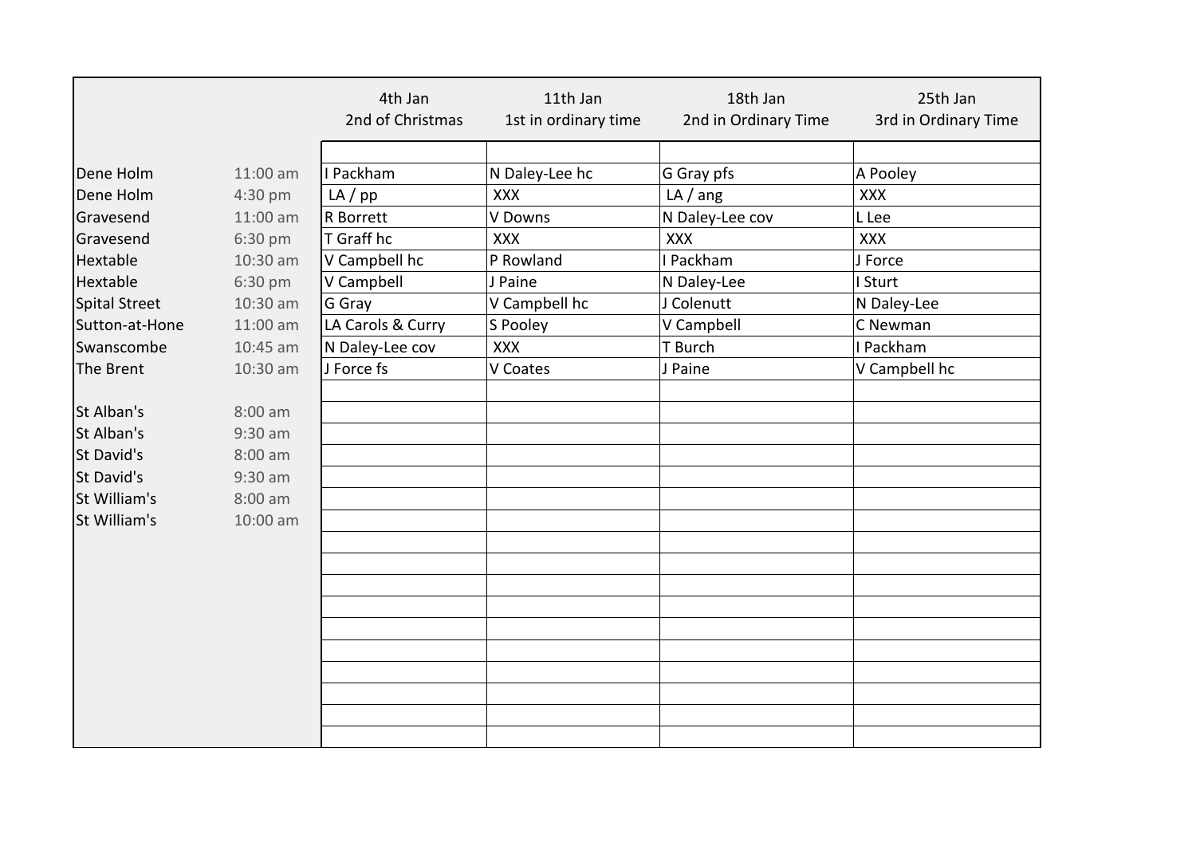| | | 4th Jan 2nd of Christmas | 11th Jan 1st in ordinary time | 18th Jan 2nd in Ordinary Time | 25th Jan 3rd in Ordinary Time |
|---|---|---|---|---|---|
| Dene Holm | 11:00 am | I Packham | N Daley-Lee hc | G Gray pfs | A Pooley |
| Dene Holm | 4:30 pm | LA / pp | XXX | LA / ang | XXX |
| Gravesend | 11:00 am | R Borrett | V Downs | N Daley-Lee cov | L Lee |
| Gravesend | 6:30 pm | T Graff hc | XXX | XXX | XXX |
| Hextable | 10:30 am | V Campbell hc | P Rowland | I Packham | J Force |
| Hextable | 6:30 pm | V Campbell | J Paine | N Daley-Lee | I Sturt |
| Spital Street | 10:30 am | G Gray | V Campbell hc | J Colenutt | N Daley-Lee |
| Sutton-at-Hone | 11:00 am | LA Carols & Curry | S Pooley | V Campbell | C Newman |
| Swanscombe | 10:45 am | N Daley-Lee cov | XXX | T Burch | I Packham |
| The Brent | 10:30 am | J Force fs | V Coates | J Paine | V Campbell hc |
| St Alban's | 8:00 am | | | | |
| St Alban's | 9:30 am | | | | |
| St David's | 8:00 am | | | | |
| St David's | 9:30 am | | | | |
| St William's | 8:00 am | | | | |
| St William's | 10:00 am | | | | |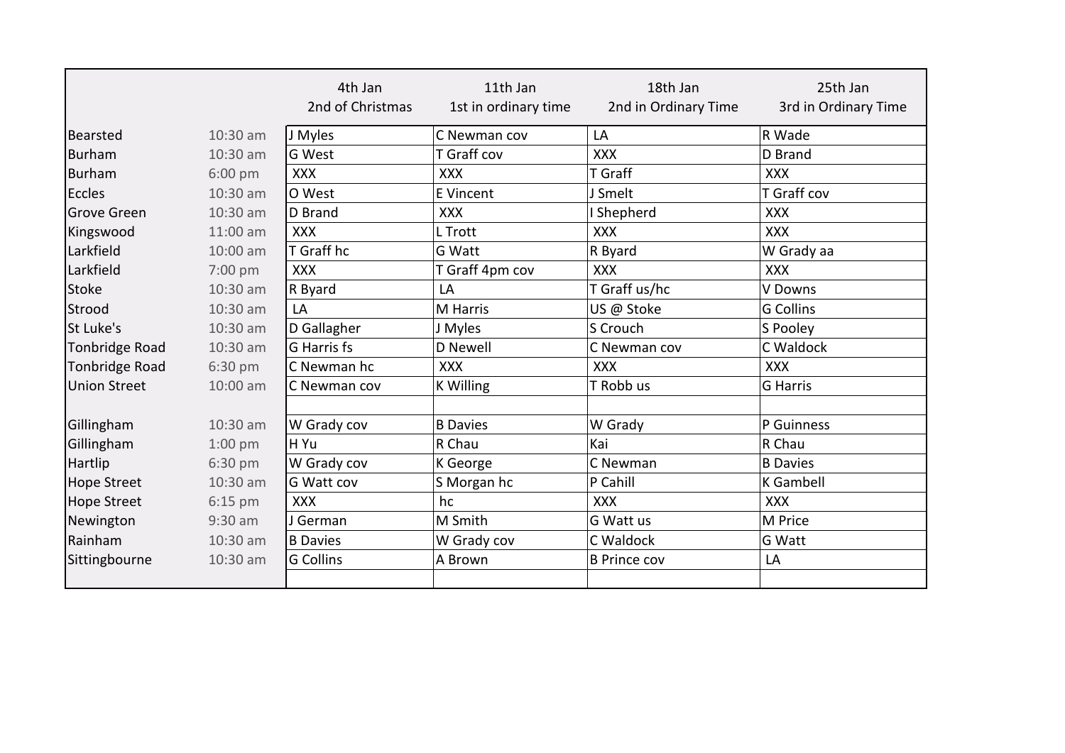| | | 4th Jan 2nd of Christmas | 11th Jan 1st in ordinary time | 18th Jan 2nd in Ordinary Time | 25th Jan 3rd in Ordinary Time |
|---|---|---|---|---|---|
| Bearsted | 10:30 am | J Myles | C Newman cov | LA | R Wade |
| Burham | 10:30 am | G West | T Graff cov | XXX | D Brand |
| Burham | 6:00 pm | XXX | XXX | T Graff | XXX |
| Eccles | 10:30 am | O West | E Vincent | J Smelt | T Graff cov |
| Grove Green | 10:30 am | D Brand | XXX | I Shepherd | XXX |
| Kingswood | 11:00 am | XXX | L Trott | XXX | XXX |
| Larkfield | 10:00 am | T Graff hc | G Watt | R Byard | W Grady aa |
| Larkfield | 7:00 pm | XXX | T Graff 4pm cov | XXX | XXX |
| Stoke | 10:30 am | R Byard | LA | T Graff us/hc | V Downs |
| Strood | 10:30 am | LA | M Harris | US @ Stoke | G Collins |
| St Luke's | 10:30 am | D Gallagher | J Myles | S Crouch | S Pooley |
| Tonbridge Road | 10:30 am | G Harris fs | D Newell | C Newman cov | C Waldock |
| Tonbridge Road | 6:30 pm | C Newman hc | XXX | XXX | XXX |
| Union Street | 10:00 am | C Newman cov | K Willing | T Robb us | G Harris |
| | | | | | |
| Gillingham | 10:30 am | W Grady cov | B Davies | W Grady | P Guinness |
| Gillingham | 1:00 pm | H Yu | R Chau | Kai | R Chau |
| Hartlip | 6:30 pm | W Grady cov | K George | C Newman | B Davies |
| Hope Street | 10:30 am | G Watt cov | S Morgan hc | P Cahill | K Gambell |
| Hope Street | 6:15 pm | XXX | hc | XXX | XXX |
| Newington | 9:30 am | J German | M Smith | G Watt us | M Price |
| Rainham | 10:30 am | B Davies | W Grady cov | C Waldock | G Watt |
| Sittingbourne | 10:30 am | G Collins | A Brown | B Prince cov | LA |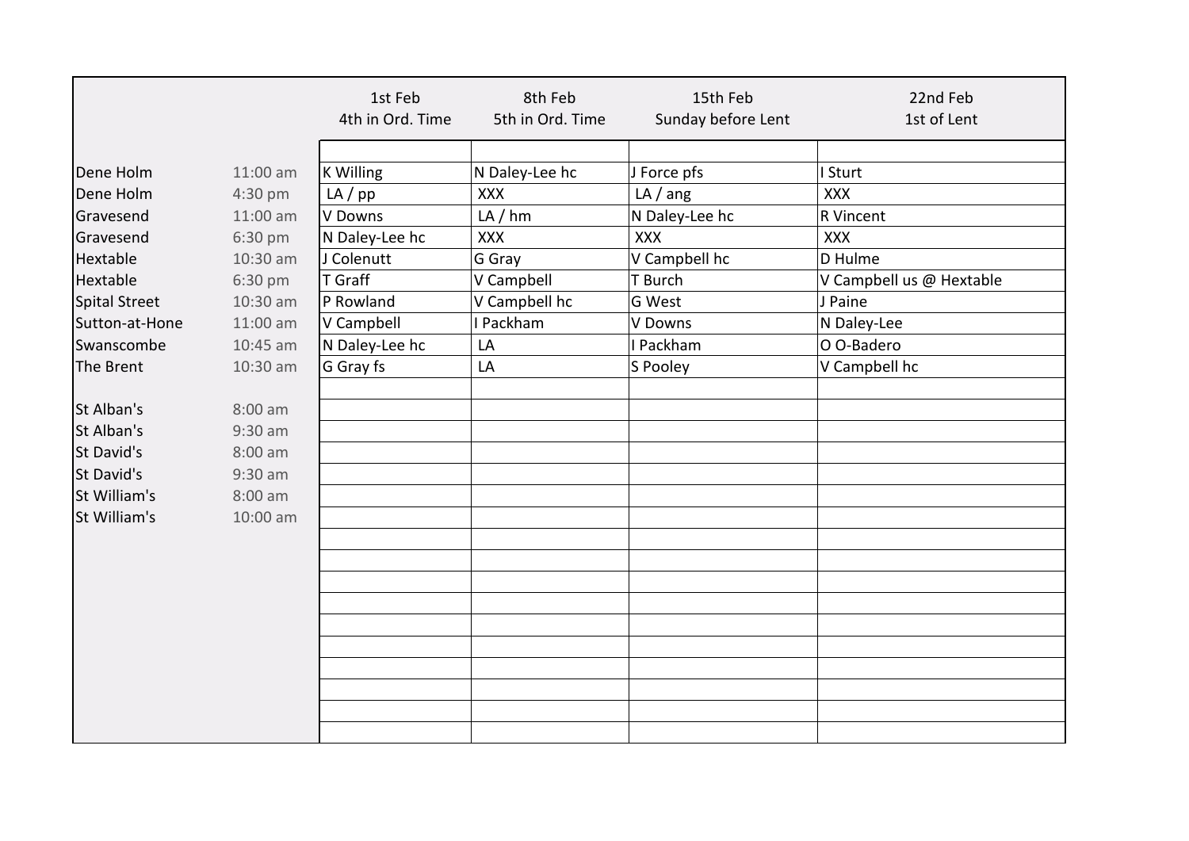| | | 1st Feb<br>4th in Ord. Time | 8th Feb<br>5th in Ord. Time | 15th Feb<br>Sunday before Lent | 22nd Feb<br>1st of Lent |
|---|---|---|---|---|---|
| Dene Holm | 11:00 am | K Willing | N Daley-Lee hc | J Force pfs | I Sturt |
| Dene Holm | 4:30 pm | LA / pp | XXX | LA / ang | XXX |
| Gravesend | 11:00 am | V Downs | LA / hm | N Daley-Lee hc | R Vincent |
| Gravesend | 6:30 pm | N Daley-Lee hc | XXX | XXX | XXX |
| Hextable | 10:30 am | J Colenutt | G Gray | V Campbell hc | D Hulme |
| Hextable | 6:30 pm | T Graff | V Campbell | T Burch | V Campbell us @ Hextable |
| Spital Street | 10:30 am | P Rowland | V Campbell hc | G West | J Paine |
| Sutton-at-Hone | 11:00 am | V Campbell | I Packham | V Downs | N Daley-Lee |
| Swanscombe | 10:45 am | N Daley-Lee hc | LA | I Packham | O O-Badero |
| The Brent | 10:30 am | G Gray fs | LA | S Pooley | V Campbell hc |
| | | | | | |
| St Alban's | 8:00 am | | | | |
| St Alban's | 9:30 am | | | | |
| St David's | 8:00 am | | | | |
| St David's | 9:30 am | | | | |
| St William's | 8:00 am | | | | |
| St William's | 10:00 am | | | | |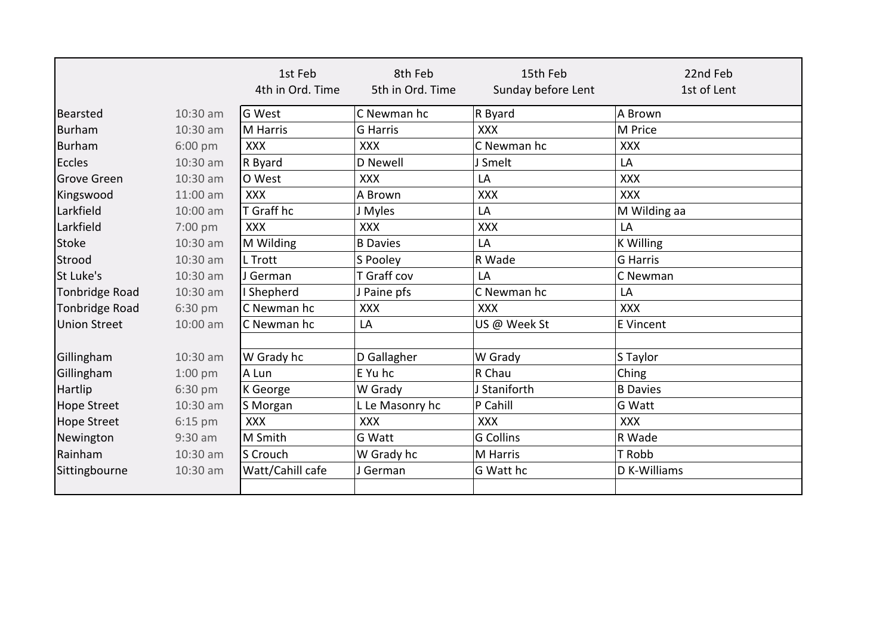| | | 1st Feb<br>4th in Ord. Time | 8th Feb<br>5th in Ord. Time | 15th Feb<br>Sunday before Lent | 22nd Feb<br>1st of Lent |
|---|---|---|---|---|---|
| Bearsted | 10:30 am | G West | C Newman hc | R Byard | A Brown |
| Burham | 10:30 am | M Harris | G Harris | XXX | M Price |
| Burham | 6:00 pm | XXX | XXX | C Newman hc | XXX |
| Eccles | 10:30 am | R Byard | D Newell | J Smelt | LA |
| Grove Green | 10:30 am | O West | XXX | LA | XXX |
| Kingswood | 11:00 am | XXX | A Brown | XXX | XXX |
| Larkfield | 10:00 am | T Graff hc | J Myles | LA | M Wilding aa |
| Larkfield | 7:00 pm | XXX | XXX | XXX | LA |
| Stoke | 10:30 am | M Wilding | B Davies | LA | K Willing |
| Strood | 10:30 am | L Trott | S Pooley | R Wade | G Harris |
| St Luke's | 10:30 am | J German | T Graff cov | LA | C Newman |
| Tonbridge Road | 10:30 am | I Shepherd | J Paine pfs | C Newman hc | LA |
| Tonbridge Road | 6:30 pm | C Newman hc | XXX | XXX | XXX |
| Union Street | 10:00 am | C Newman hc | LA | US @ Week St | E Vincent |
| | | | | | |
| Gillingham | 10:30 am | W Grady hc | D Gallagher | W Grady | S Taylor |
| Gillingham | 1:00 pm | A Lun | E Yu hc | R Chau | Ching |
| Hartlip | 6:30 pm | K George | W Grady | J Staniforth | B Davies |
| Hope Street | 10:30 am | S Morgan | L Le Masonry hc | P Cahill | G Watt |
| Hope Street | 6:15 pm | XXX | XXX | XXX | XXX |
| Newington | 9:30 am | M Smith | G Watt | G Collins | R Wade |
| Rainham | 10:30 am | S Crouch | W Grady hc | M Harris | T Robb |
| Sittingbourne | 10:30 am | Watt/Cahill cafe | J German | G Watt hc | D K-Williams |